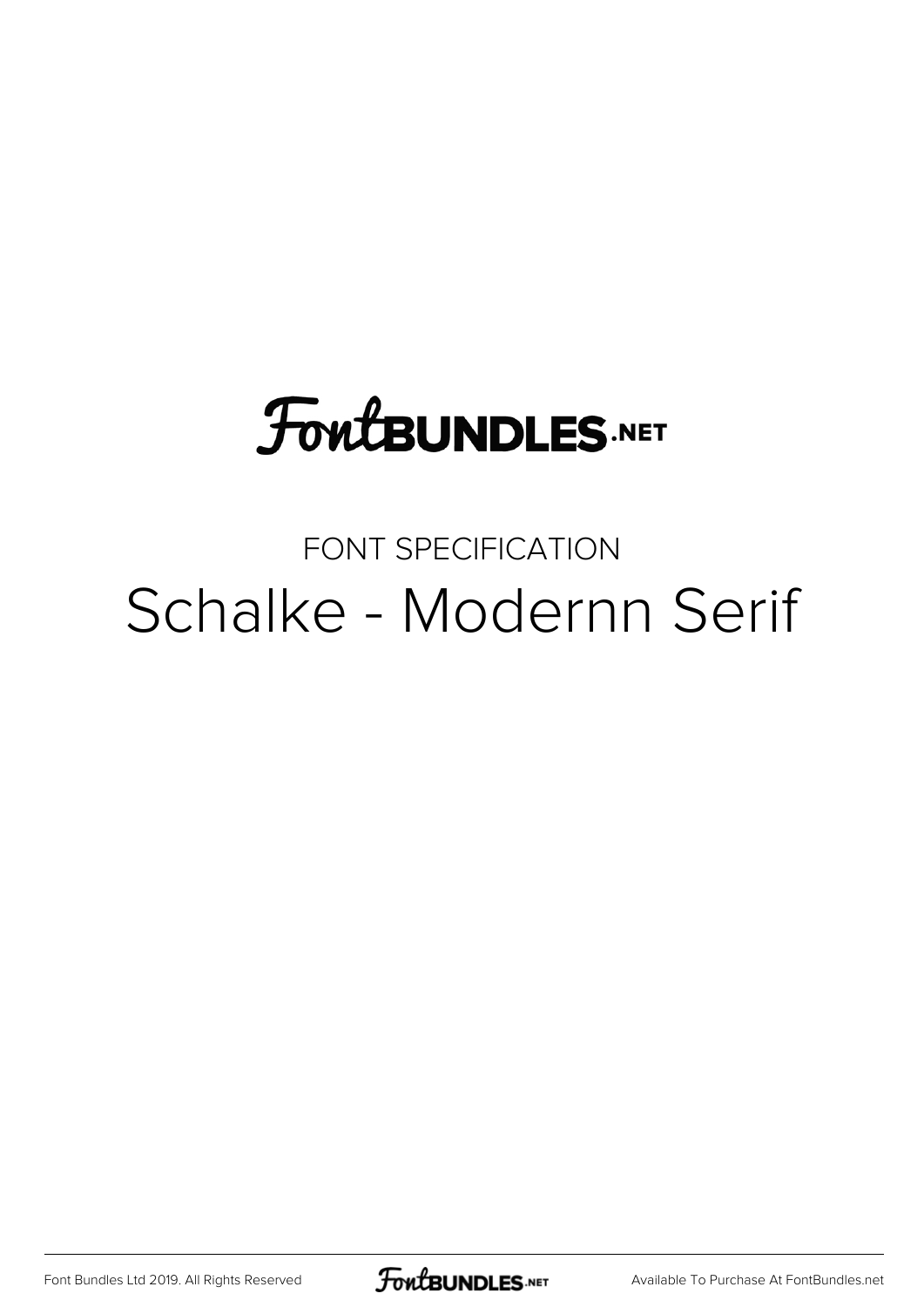FontBUNDLES.NET

FONT SPECIFICATION

# Schalke - Modernn Serif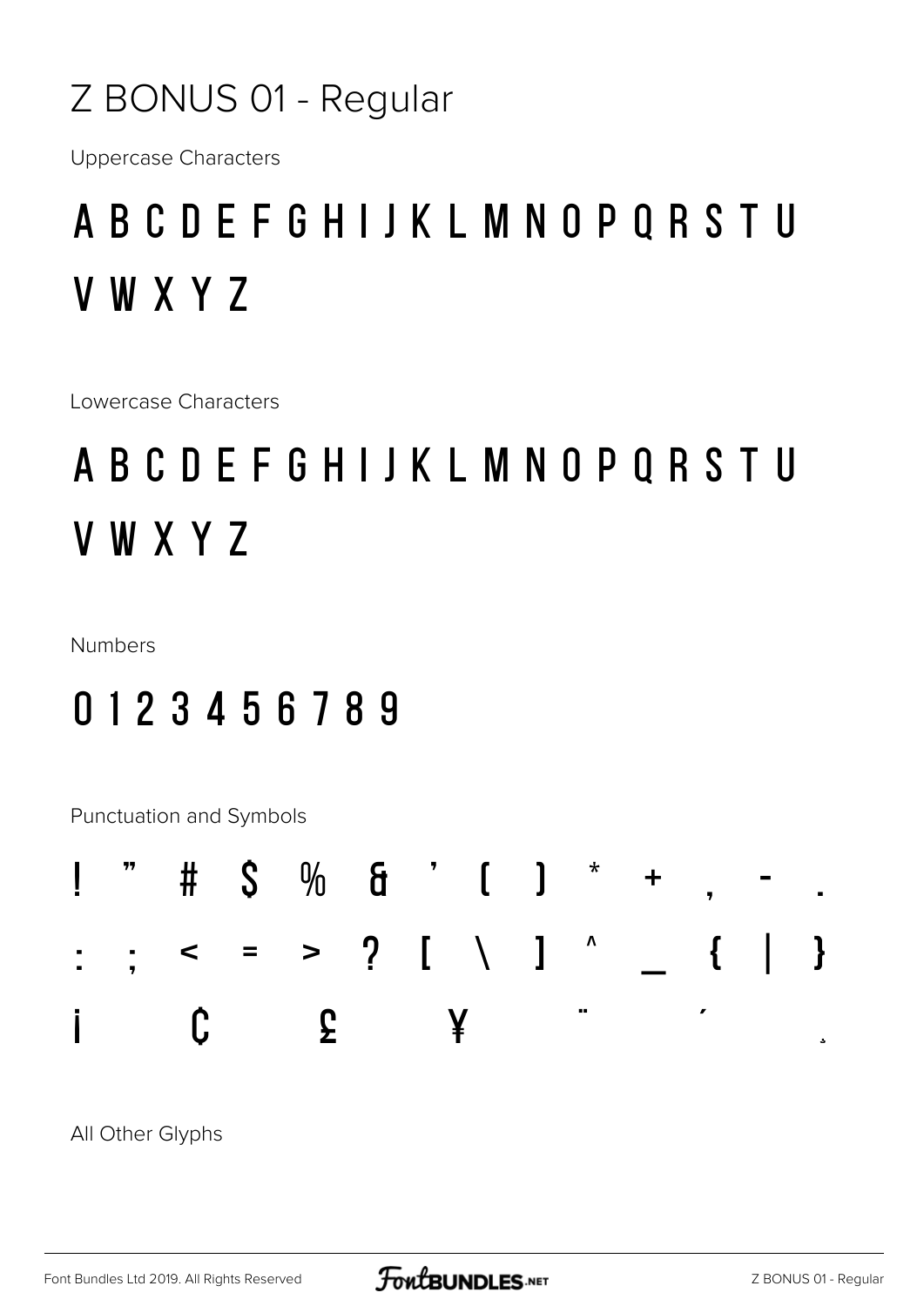# Z BONUS 01 - Regular

Uppercase Characters

A B C D E F G H I J K L M N O P Q R S T U V W X Y Z

Lowercase Characters

A B C D E F G H I J K L M N O P Q R S T U V W X Y Z

Numbers

0 1 2 3 4 5 6 7 8 9

Punctuation and Symbols

! " # $ % & ' ( ) * + , - .
: ; < = > ? [ \ ] ^ _ { | }
¡ ¢ £ ¥ ¨ ´ ¸

All Other Glyphs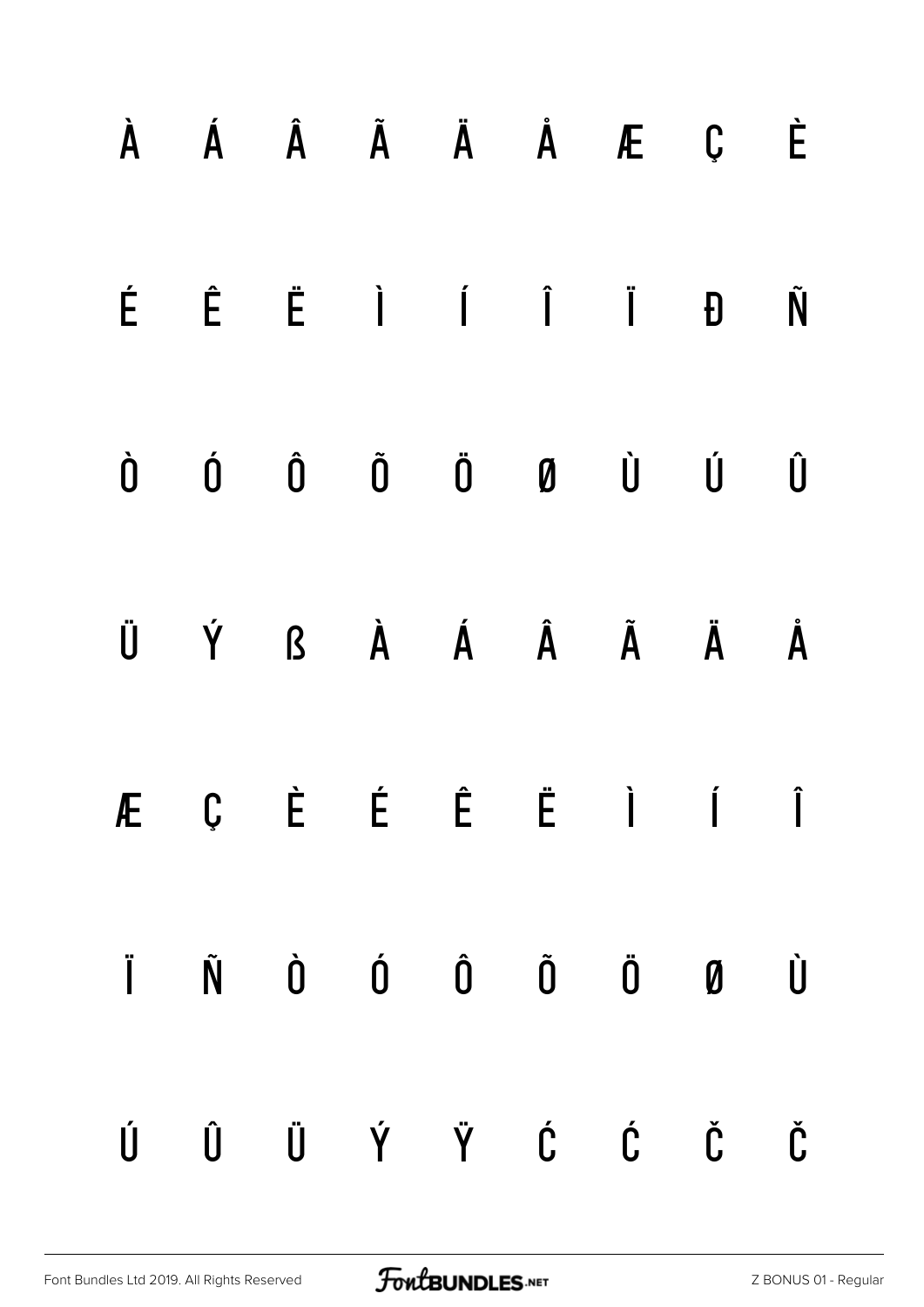À Á Â Ã Ä Å Æ Ç È

É Ê Ë Ì Í Î Ï Ð Ñ

Ò Ó Ô Õ Ö Ø Ù Ú Û

Ü Ý ß À Á Â Ã Ä Å

Æ Ç È É Ê Ë Ì Í Î

Ï Ñ Ò Ó Ô Õ Ö Ø Ù

Ú Û Ü Ý Ÿ Ć Ć Č Č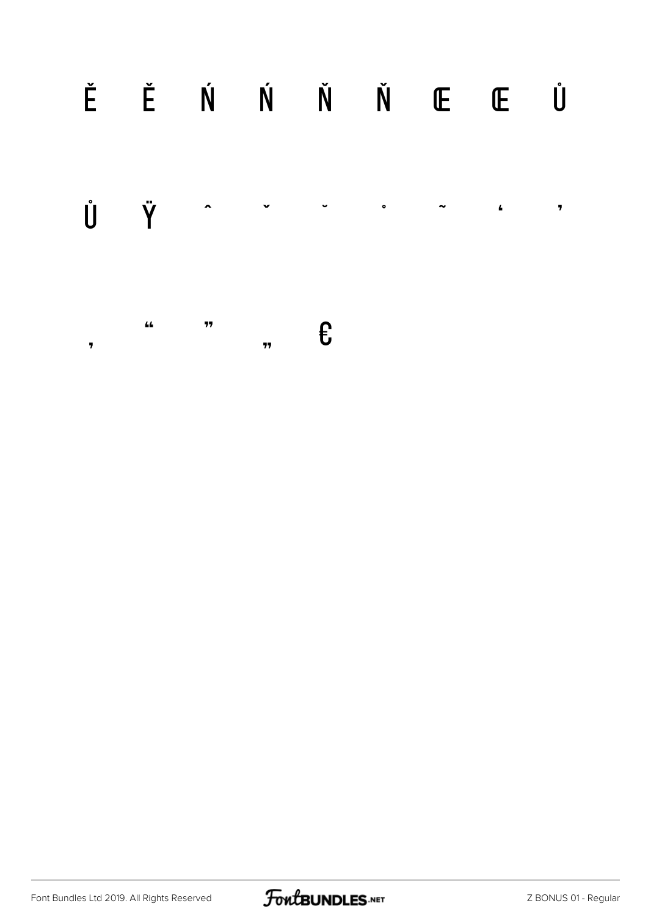Ě ě Ń ń Ň ň Œ œ Ů

ů Ÿ ˆ ˇ ˘ ˚ ˜ ‘ ’

‚ “ ” „ €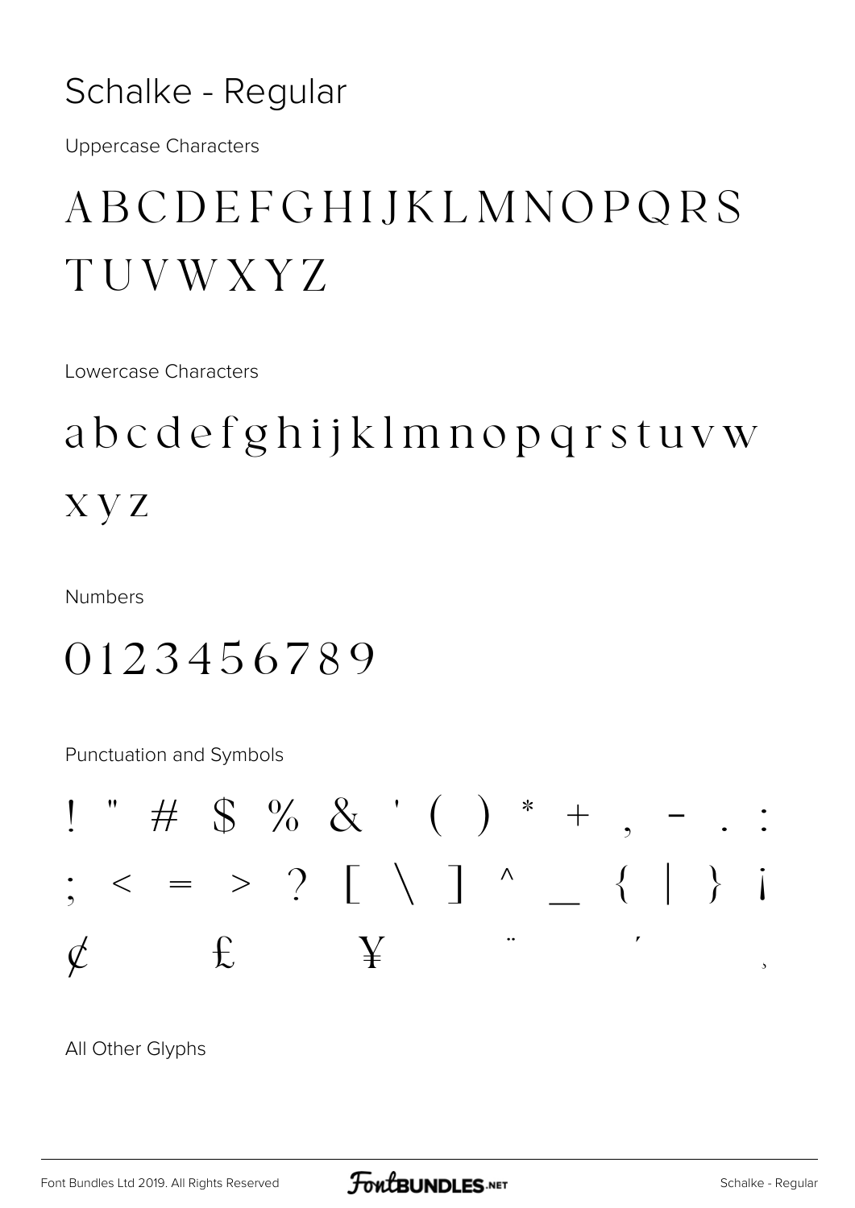# Schalke - Regular

Uppercase Characters

ABCDEFGHIJKLMNOPQRS TUVWXYZ

Lowercase Characters

abcdefghijklmnopqrstuvw xyz

Numbers

0123456789

Punctuation and Symbols

! " # $ % & ' ( ) * + , - . : ; < = > ? [ \ ] ^ _ { | } ¡ ¢ £ ¥ ¨ ´ ¸

All Other Glyphs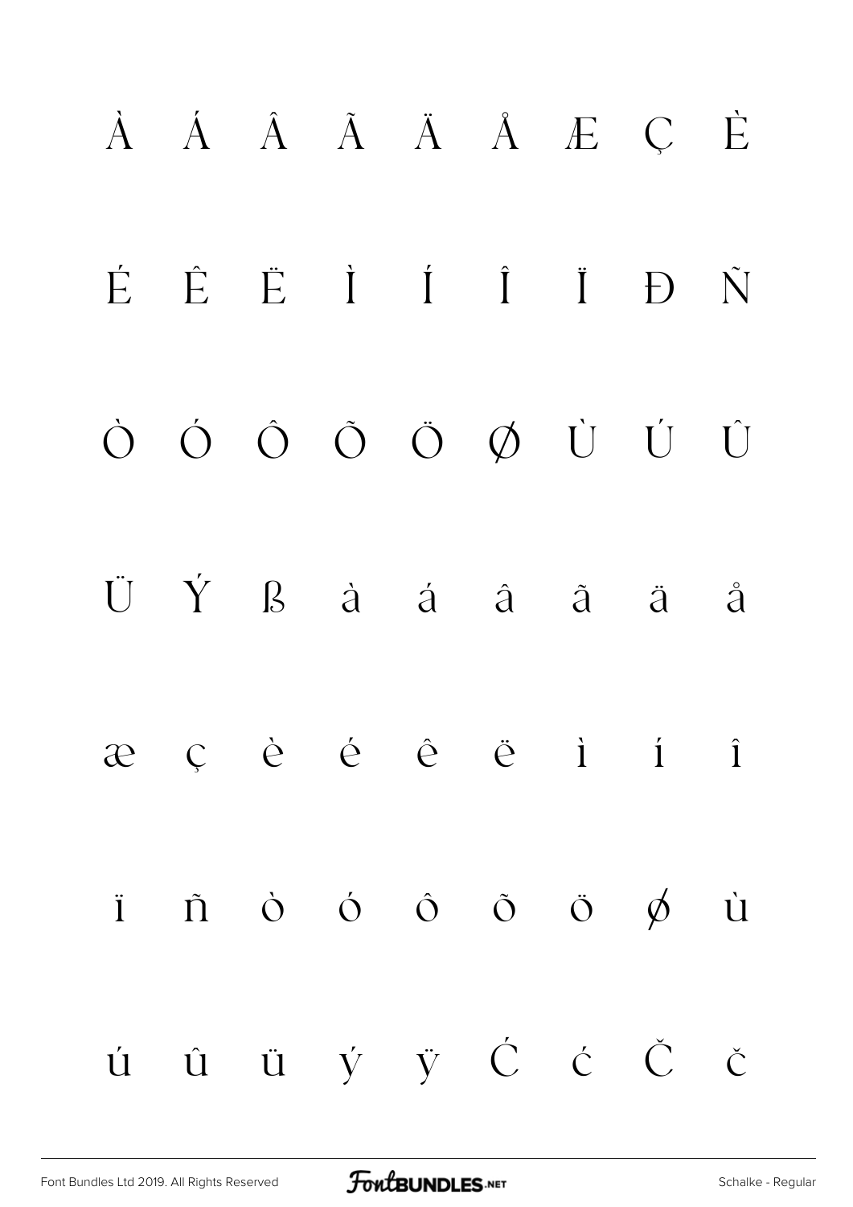À Á Â Ã Ä Å Æ Ç È

É Ê Ë Ì Í Î Ï Ð Ñ

Ò Ó Ô Õ Ö Ø Ù Ú Û

Ü Ý ß à á â ã ä å

æ ç è é ê ë ì í î

ï ñ ò ó ô õ ö ø ù

ú û ü ý ÿ Ć ć Č č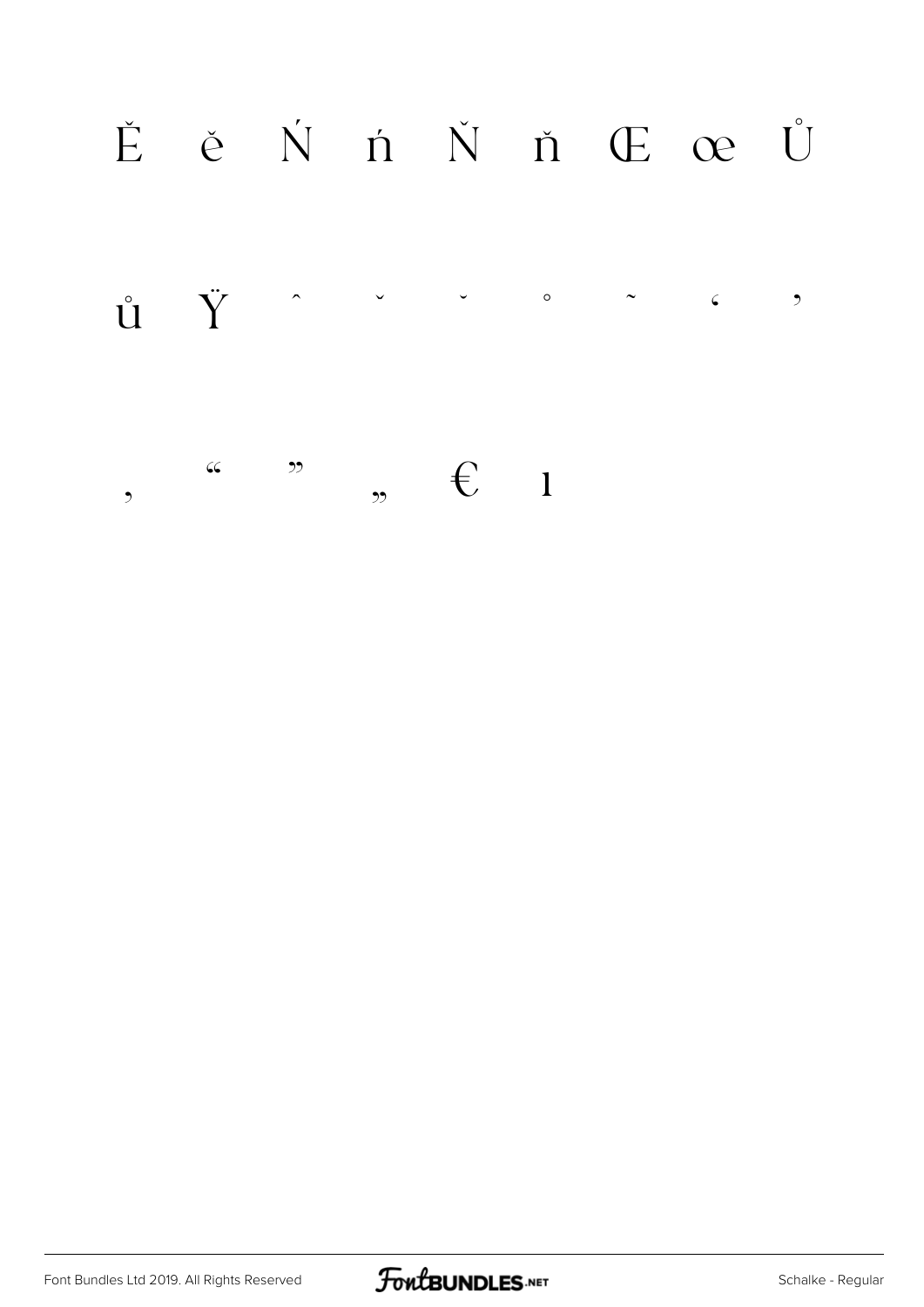Ĕ ĕ Ń ń Ň ň Œ œ Ů

ů Ÿ ˆ ˇ ˘ ˚ ˜ ‘ ’

‚ “ ” „ € ı